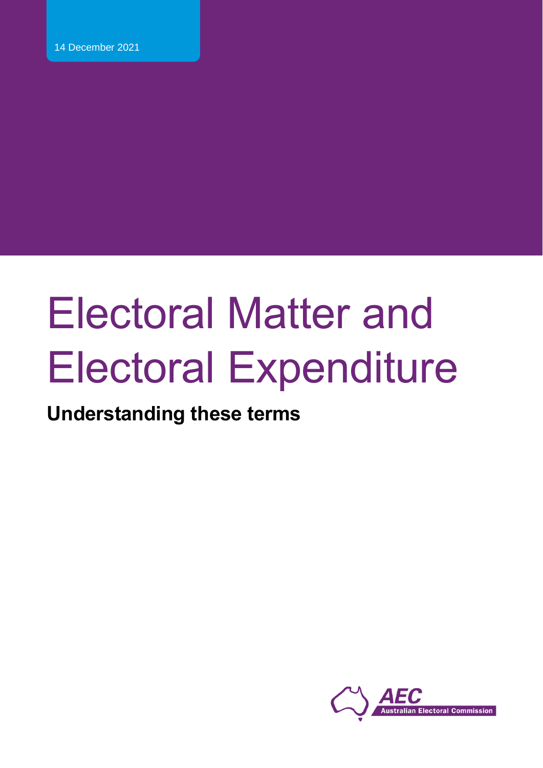14 December 2021

# Electoral Matter and Electoral Expenditure

**Understanding these terms**

AEC Australian Electoral Commission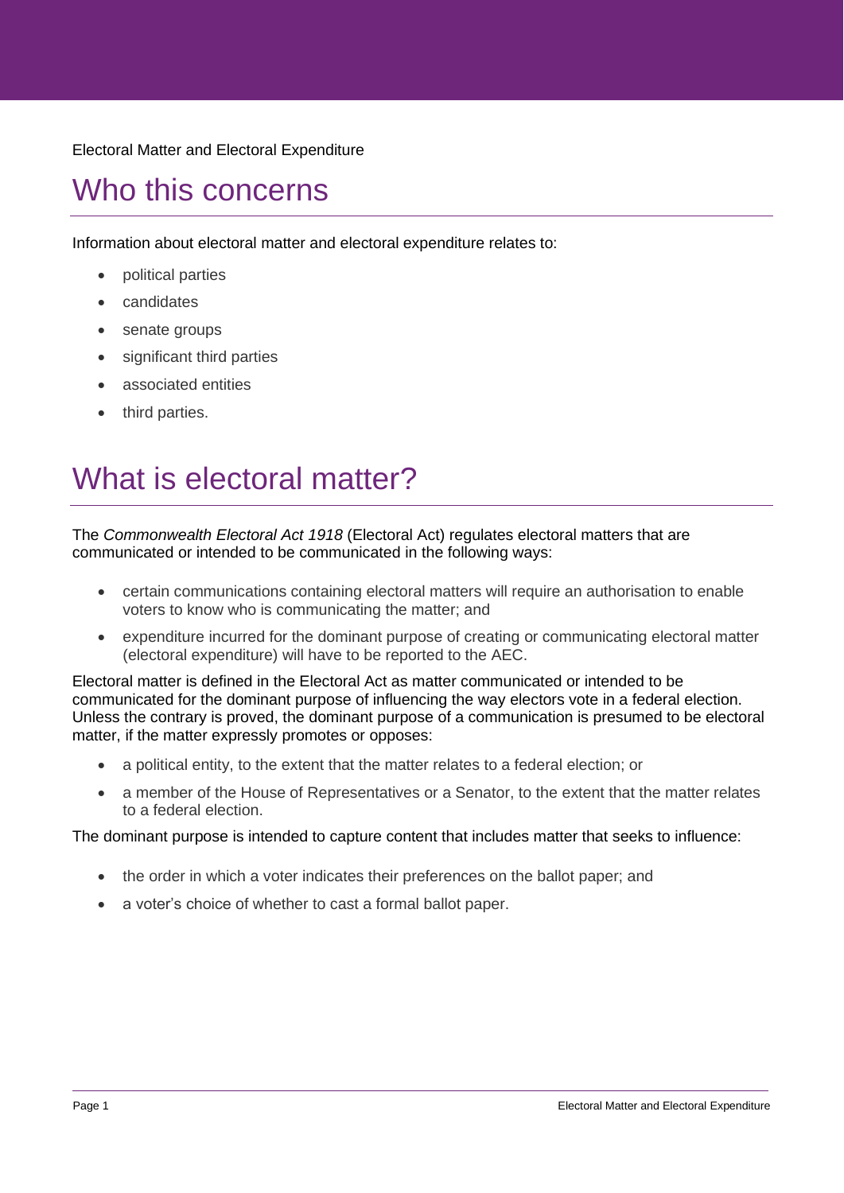Electoral Matter and Electoral Expenditure

# Who this concerns

Information about electoral matter and electoral expenditure relates to:

- political parties
- candidates
- senate groups
- significant third parties
- associated entities
- third parties.

# What is electoral matter?

The *Commonwealth Electoral Act 1918* (Electoral Act) regulates electoral matters that are communicated or intended to be communicated in the following ways:

- certain communications containing electoral matters will require an authorisation to enable voters to know who is communicating the matter; and
- expenditure incurred for the dominant purpose of creating or communicating electoral matter (electoral expenditure) will have to be reported to the AEC.

Electoral matter is defined in the Electoral Act as matter communicated or intended to be communicated for the dominant purpose of influencing the way electors vote in a federal election. Unless the contrary is proved, the dominant purpose of a communication is presumed to be electoral matter, if the matter expressly promotes or opposes:

- a political entity, to the extent that the matter relates to a federal election; or
- a member of the House of Representatives or a Senator, to the extent that the matter relates to a federal election.

The dominant purpose is intended to capture content that includes matter that seeks to influence:

- the order in which a voter indicates their preferences on the ballot paper; and
- a voter's choice of whether to cast a formal ballot paper.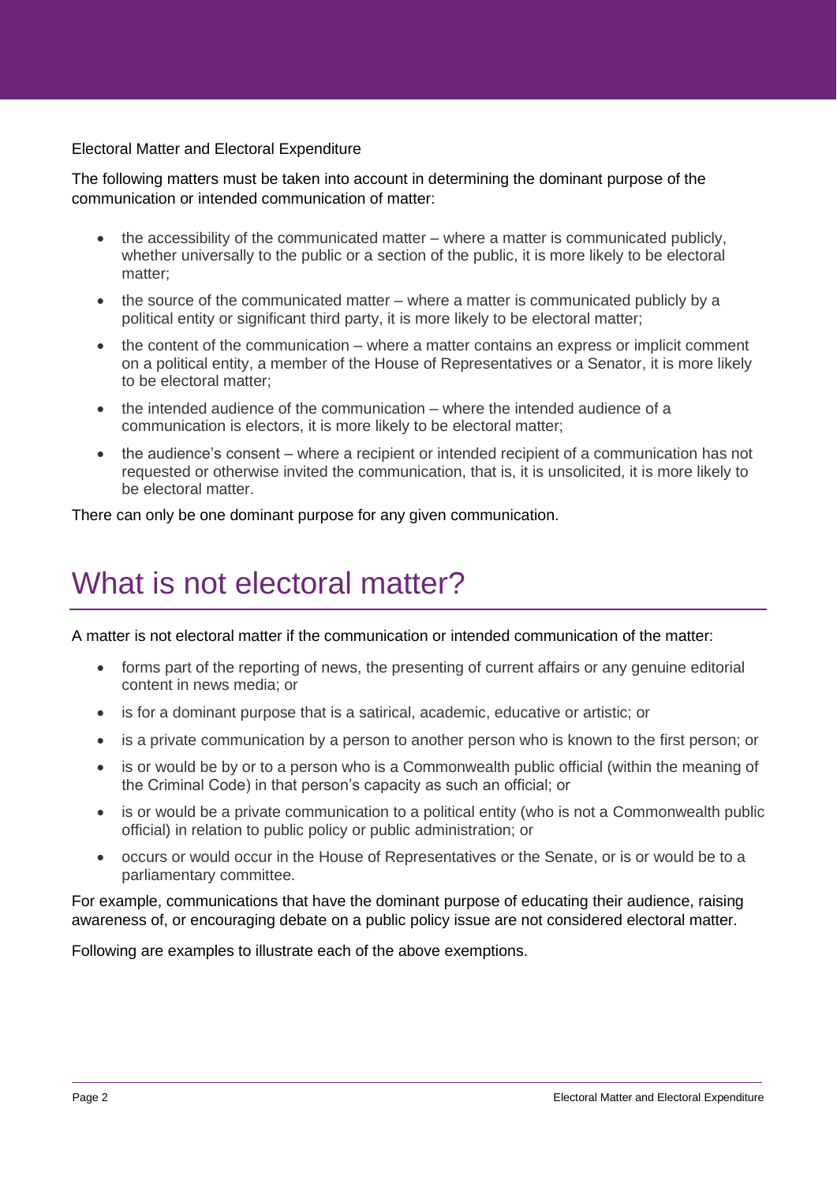The following matters must be taken into account in determining the dominant purpose of the communication or intended communication of matter:

- the accessibility of the communicated matter – where a matter is communicated publicly, whether universally to the public or a section of the public, it is more likely to be electoral matter;
- the source of the communicated matter – where a matter is communicated publicly by a political entity or significant third party, it is more likely to be electoral matter;
- the content of the communication – where a matter contains an express or implicit comment on a political entity, a member of the House of Representatives or a Senator, it is more likely to be electoral matter;
- the intended audience of the communication – where the intended audience of a communication is electors, it is more likely to be electoral matter;
- the audience's consent – where a recipient or intended recipient of a communication has not requested or otherwise invited the communication, that is, it is unsolicited, it is more likely to be electoral matter.

There can only be one dominant purpose for any given communication.

# What is not electoral matter?

A matter is not electoral matter if the communication or intended communication of the matter:

- forms part of the reporting of news, the presenting of current affairs or any genuine editorial content in news media; or
- is for a dominant purpose that is a satirical, academic, educative or artistic; or
- is a private communication by a person to another person who is known to the first person; or
- is or would be by or to a person who is a Commonwealth public official (within the meaning of the Criminal Code) in that person's capacity as such an official; or
- is or would be a private communication to a political entity (who is not a Commonwealth public official) in relation to public policy or public administration; or
- occurs or would occur in the House of Representatives or the Senate, or is or would be to a parliamentary committee.

For example, communications that have the dominant purpose of educating their audience, raising awareness of, or encouraging debate on a public policy issue are not considered electoral matter.

Following are examples to illustrate each of the above exemptions.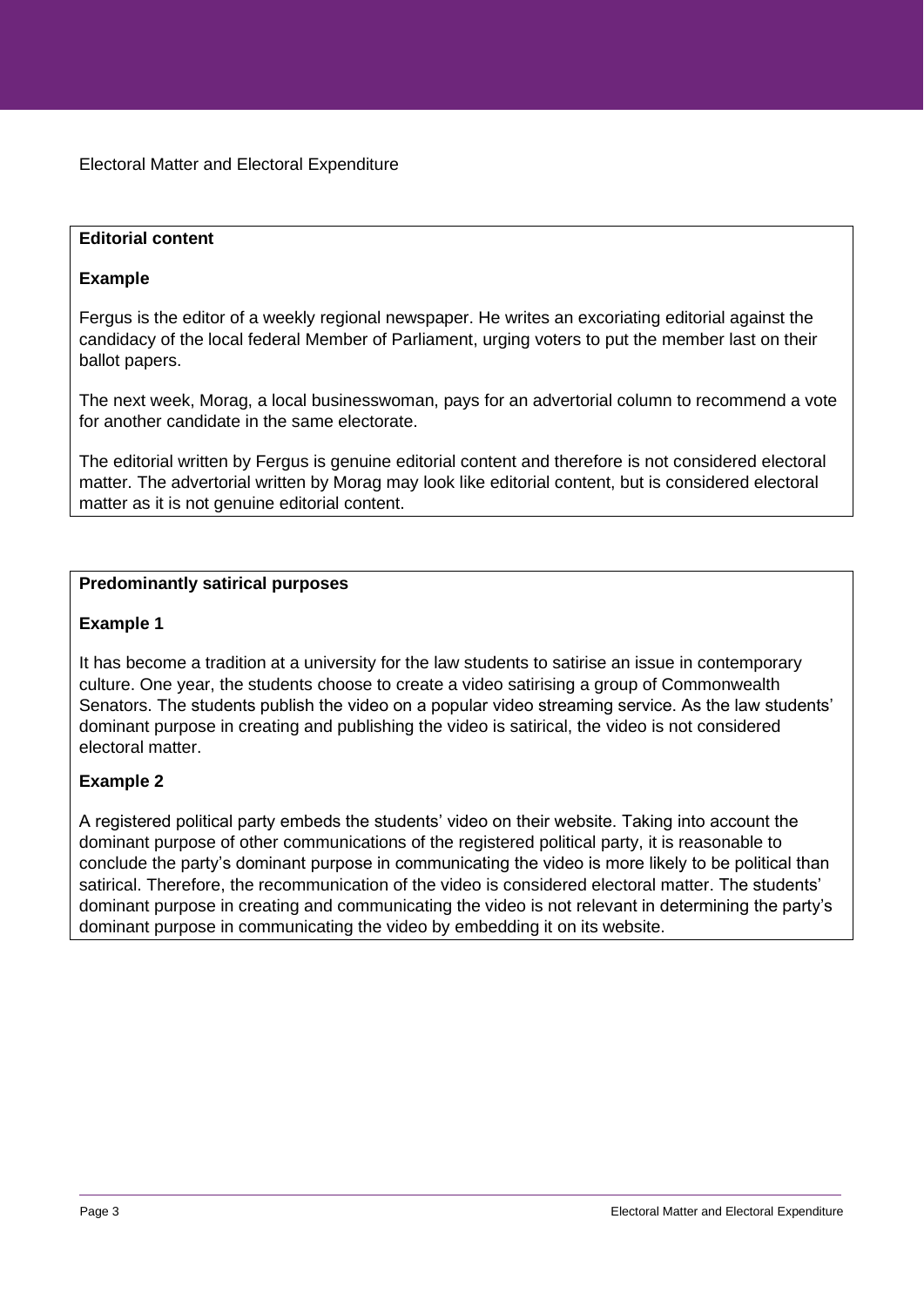Electral Matter and Electoral Expenditure

**Editorial content**

**Example**

Fergus is the editor of a weekly regional newspaper. He writes an excoriating editorial against the candidacy of the local federal Member of Parliament, urging voters to put the member last on their ballot papers.

The next week, Morag, a local businesswoman, pays for an advertorial column to recommend a vote for another candidate in the same electorate.

The editorial written by Fergus is genuine editorial content and therefore is not considered electoral matter. The advertorial written by Morag may look like editorial content, but is considered electoral matter as it is not genuine editorial content.

**Predominantly satirical purposes**

**Example 1**

It has become a tradition at a university for the law students to satirise an issue in contemporary culture. One year, the students choose to create a video satirising a group of Commonwealth Senators. The students publish the video on a popular video streaming service. As the law students' dominant purpose in creating and publishing the video is satirical, the video is not considered electoral matter.

**Example 2**

A registered political party embeds the students' video on their website. Taking into account the dominant purpose of other communications of the registered political party, it is reasonable to conclude the party's dominant purpose in communicating the video is more likely to be political than satirical. Therefore, the recommunication of the video is considered electoral matter. The students' dominant purpose in creating and communicating the video is not relevant in determining the party's dominant purpose in communicating the video by embedding it on its website.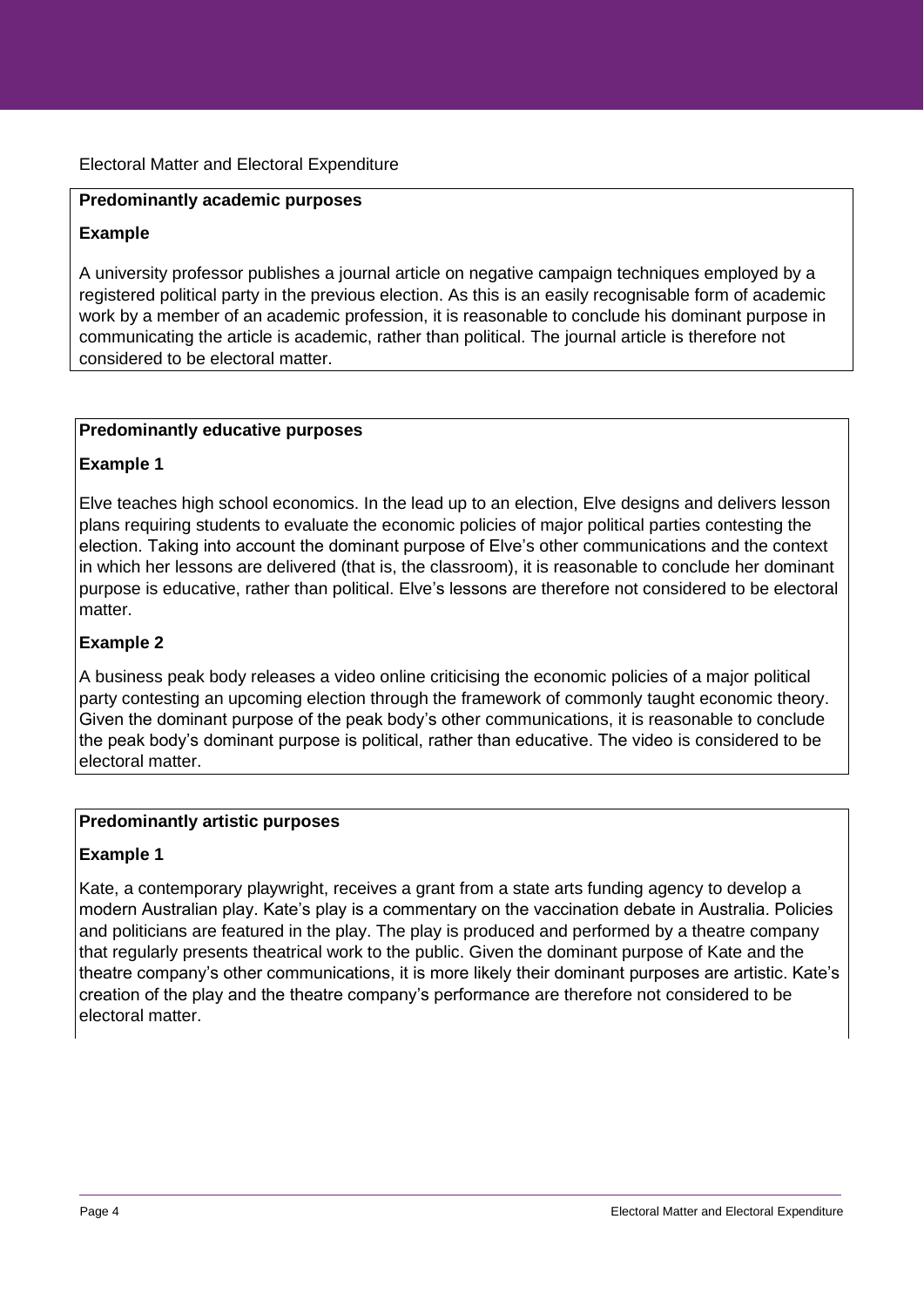### Predominantly academic purposes

**Example**

A university professor publishes a journal article on negative campaign techniques employed by a registered political party in the previous election. As this is an easily recognisable form of academic work by a member of an academic profession, it is reasonable to conclude his dominant purpose in communicating the article is academic, rather than political. The journal article is therefore not considered to be electoral matter.

### Predominantly educative purposes

**Example 1**

Elve teaches high school economics. In the lead up to an election, Elve designs and delivers lesson plans requiring students to evaluate the economic policies of major political parties contesting the election. Taking into account the dominant purpose of Elve's other communications and the context in which her lessons are delivered (that is, the classroom), it is reasonable to conclude her dominant purpose is educative, rather than political. Elve's lessons are therefore not considered to be electoral matter.

**Example 2**

A business peak body releases a video online criticising the economic policies of a major political party contesting an upcoming election through the framework of commonly taught economic theory. Given the dominant purpose of the peak body's other communications, it is reasonable to conclude the peak body's dominant purpose is political, rather than educative. The video is considered to be electoral matter.

### Predominantly artistic purposes

**Example 1**

Kate, a contemporary playwright, receives a grant from a state arts funding agency to develop a modern Australian play. Kate's play is a commentary on the vaccination debate in Australia. Policies and politicians are featured in the play. The play is produced and performed by a theatre company that regularly presents theatrical work to the public. Given the dominant purpose of Kate and the theatre company's other communications, it is more likely their dominant purposes are artistic. Kate's creation of the play and the theatre company's performance are therefore not considered to be electoral matter.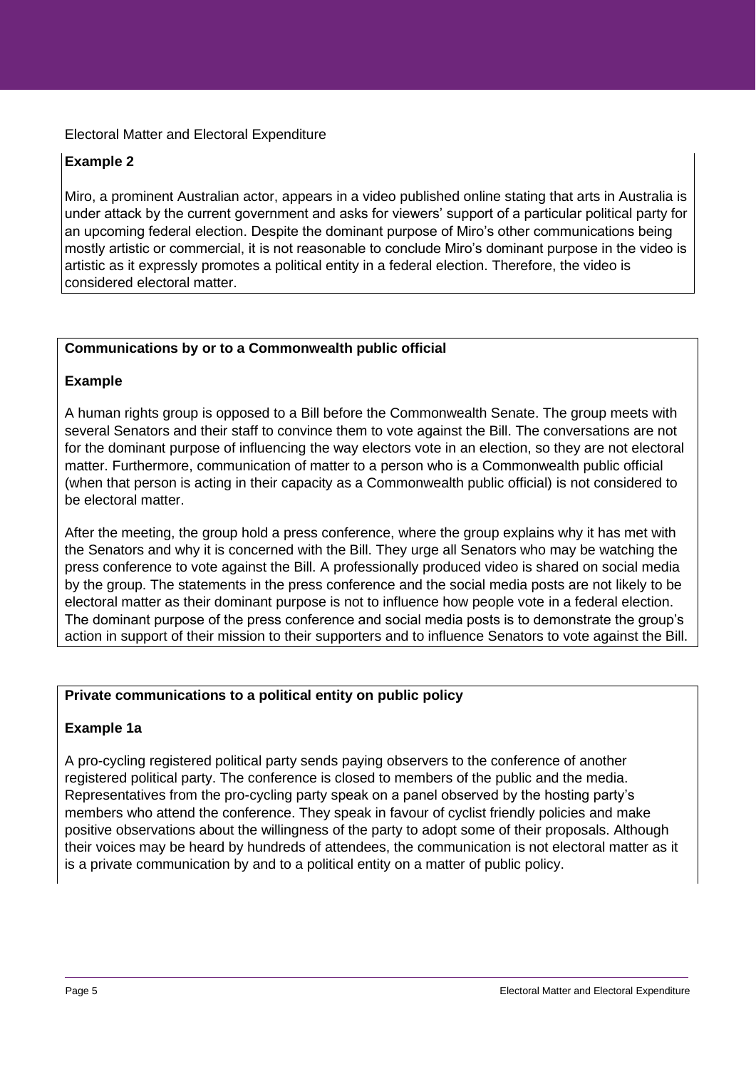**Example 2**

Miro, a prominent Australian actor, appears in a video published online stating that arts in Australia is under attack by the current government and asks for viewers' support of a particular political party for an upcoming federal election. Despite the dominant purpose of Miro's other communications being mostly artistic or commercial, it is not reasonable to conclude Miro's dominant purpose in the video is artistic as it expressly promotes a political entity in a federal election. Therefore, the video is considered electoral matter.

**Communications by or to a Commonwealth public official**

**Example**

A human rights group is opposed to a Bill before the Commonwealth Senate. The group meets with several Senators and their staff to convince them to vote against the Bill. The conversations are not for the dominant purpose of influencing the way electors vote in an election, so they are not electoral matter. Furthermore, communication of matter to a person who is a Commonwealth public official (when that person is acting in their capacity as a Commonwealth public official) is not considered to be electoral matter.

After the meeting, the group hold a press conference, where the group explains why it has met with the Senators and why it is concerned with the Bill. They urge all Senators who may be watching the press conference to vote against the Bill. A professionally produced video is shared on social media by the group. The statements in the press conference and the social media posts are not likely to be electoral matter as their dominant purpose is not to influence how people vote in a federal election. The dominant purpose of the press conference and social media posts is to demonstrate the group's action in support of their mission to their supporters and to influence Senators to vote against the Bill.

**Private communications to a political entity on public policy**

**Example 1a**

A pro-cycling registered political party sends paying observers to the conference of another registered political party. The conference is closed to members of the public and the media. Representatives from the pro-cycling party speak on a panel observed by the hosting party's members who attend the conference. They speak in favour of cyclist friendly policies and make positive observations about the willingness of the party to adopt some of their proposals. Although their voices may be heard by hundreds of attendees, the communication is not electoral matter as it is a private communication by and to a political entity on a matter of public policy.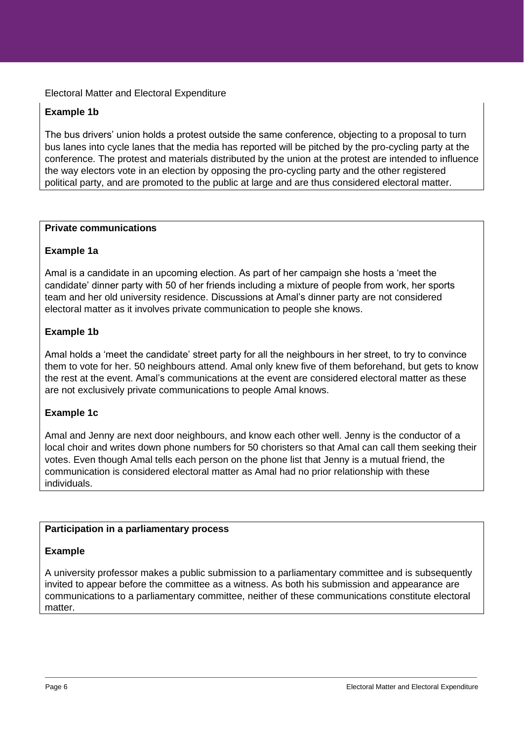**Example 1b**

The bus drivers' union holds a protest outside the same conference, objecting to a proposal to turn bus lanes into cycle lanes that the media has reported will be pitched by the pro-cycling party at the conference. The protest and materials distributed by the union at the protest are intended to influence the way electors vote in an election by opposing the pro-cycling party and the other registered political party, and are promoted to the public at large and are thus considered electoral matter.

**Private communications**

**Example 1a**

Amal is a candidate in an upcoming election. As part of her campaign she hosts a 'meet the candidate' dinner party with 50 of her friends including a mixture of people from work, her sports team and her old university residence. Discussions at Amal's dinner party are not considered electoral matter as it involves private communication to people she knows.

**Example 1b**

Amal holds a 'meet the candidate' street party for all the neighbours in her street, to try to convince them to vote for her. 50 neighbours attend. Amal only knew five of them beforehand, but gets to know the rest at the event. Amal's communications at the event are considered electoral matter as these are not exclusively private communications to people Amal knows.

**Example 1c**

Amal and Jenny are next door neighbours, and know each other well. Jenny is the conductor of a local choir and writes down phone numbers for 50 choristers so that Amal can call them seeking their votes. Even though Amal tells each person on the phone list that Jenny is a mutual friend, the communication is considered electoral matter as Amal had no prior relationship with these individuals.

**Participation in a parliamentary process**

**Example**

A university professor makes a public submission to a parliamentary committee and is subsequently invited to appear before the committee as a witness. As both his submission and appearance are communications to a parliamentary committee, neither of these communications constitute electoral matter.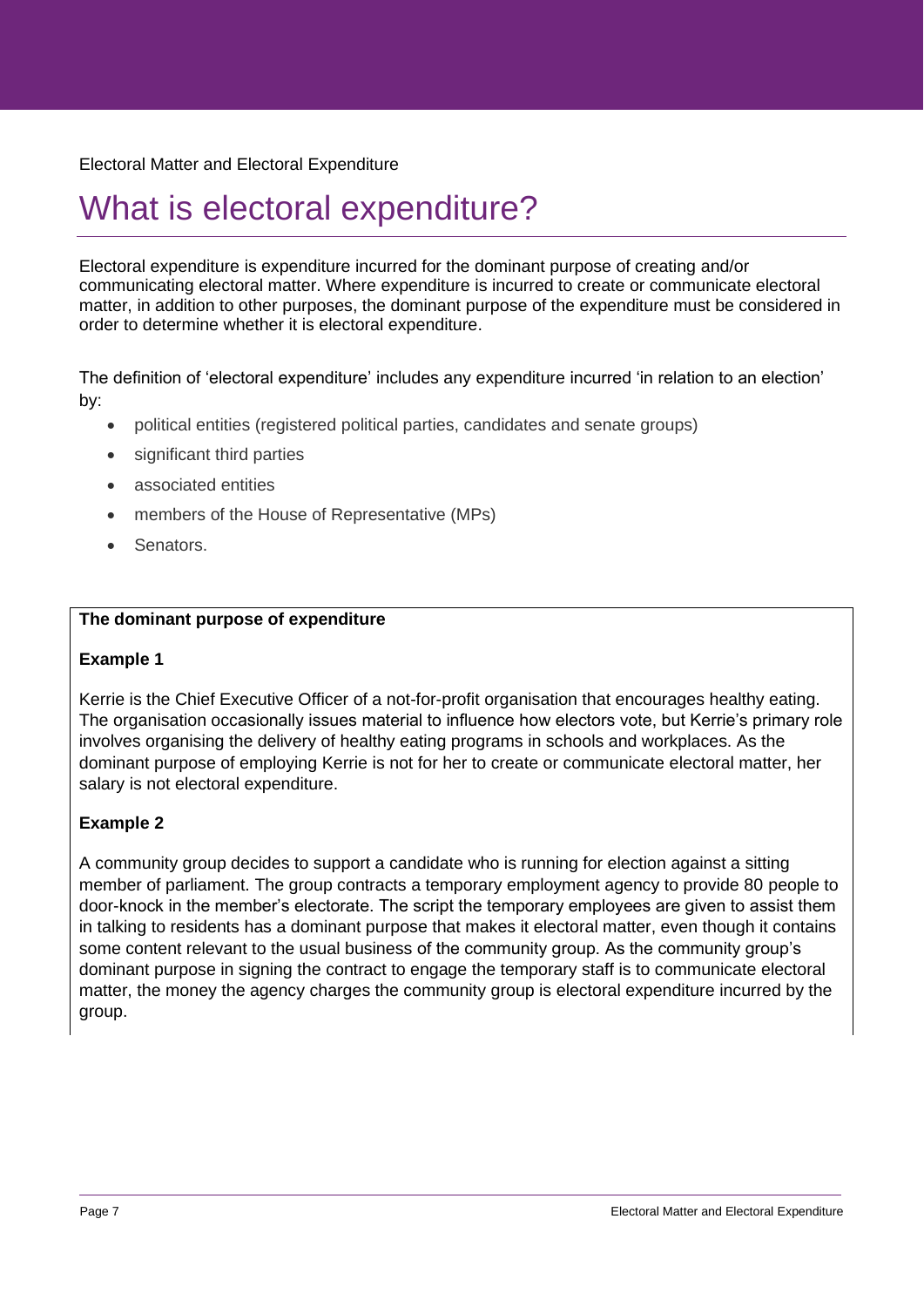Electoral Matter and Electoral Expenditure

# What is electoral expenditure?

Electoral expenditure is expenditure incurred for the dominant purpose of creating and/or communicating electoral matter. Where expenditure is incurred to create or communicate electoral matter, in addition to other purposes, the dominant purpose of the expenditure must be considered in order to determine whether it is electoral expenditure.

The definition of 'electoral expenditure' includes any expenditure incurred 'in relation to an election' by:

- political entities (registered political parties, candidates and senate groups)
- significant third parties
- associated entities
- members of the House of Representative (MPs)
- Senators.

**The dominant purpose of expenditure**

**Example 1**

Kerrie is the Chief Executive Officer of a not-for-profit organisation that encourages healthy eating. The organisation occasionally issues material to influence how electors vote, but Kerrie's primary role involves organising the delivery of healthy eating programs in schools and workplaces. As the dominant purpose of employing Kerrie is not for her to create or communicate electoral matter, her salary is not electoral expenditure.

**Example 2**

A community group decides to support a candidate who is running for election against a sitting member of parliament. The group contracts a temporary employment agency to provide 80 people to door-knock in the member's electorate. The script the temporary employees are given to assist them in talking to residents has a dominant purpose that makes it electoral matter, even though it contains some content relevant to the usual business of the community group. As the community group's dominant purpose in signing the contract to engage the temporary staff is to communicate electoral matter, the money the agency charges the community group is electoral expenditure incurred by the group.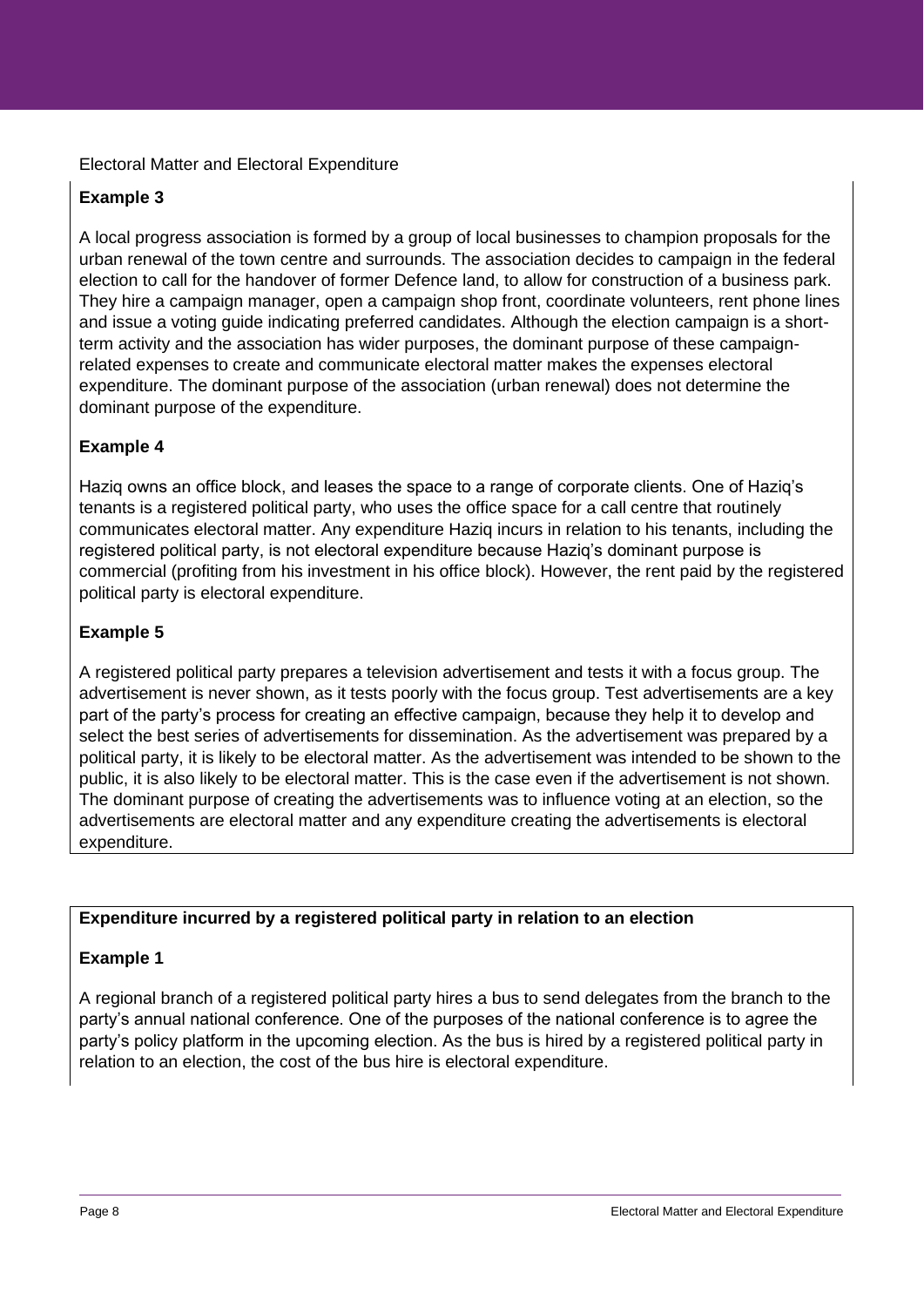### Example 3

A local progress association is formed by a group of local businesses to champion proposals for the urban renewal of the town centre and surrounds. The association decides to campaign in the federal election to call for the handover of former Defence land, to allow for construction of a business park. They hire a campaign manager, open a campaign shop front, coordinate volunteers, rent phone lines and issue a voting guide indicating preferred candidates. Although the election campaign is a short-term activity and the association has wider purposes, the dominant purpose of these campaign-related expenses to create and communicate electoral matter makes the expenses electoral expenditure. The dominant purpose of the association (urban renewal) does not determine the dominant purpose of the expenditure.

### Example 4

Haziq owns an office block, and leases the space to a range of corporate clients. One of Haziq's tenants is a registered political party, who uses the office space for a call centre that routinely communicates electoral matter. Any expenditure Haziq incurs in relation to his tenants, including the registered political party, is not electoral expenditure because Haziq's dominant purpose is commercial (profiting from his investment in his office block). However, the rent paid by the registered political party is electoral expenditure.

### Example 5

A registered political party prepares a television advertisement and tests it with a focus group. The advertisement is never shown, as it tests poorly with the focus group. Test advertisements are a key part of the party's process for creating an effective campaign, because they help it to develop and select the best series of advertisements for dissemination. As the advertisement was prepared by a political party, it is likely to be electoral matter. As the advertisement was intended to be shown to the public, it is also likely to be electoral matter. This is the case even if the advertisement is not shown. The dominant purpose of creating the advertisements was to influence voting at an election, so the advertisements are electoral matter and any expenditure creating the advertisements is electoral expenditure.

## Expenditure incurred by a registered political party in relation to an election

### Example 1

A regional branch of a registered political party hires a bus to send delegates from the branch to the party's annual national conference. One of the purposes of the national conference is to agree the party's policy platform in the upcoming election. As the bus is hired by a registered political party in relation to an election, the cost of the bus hire is electoral expenditure.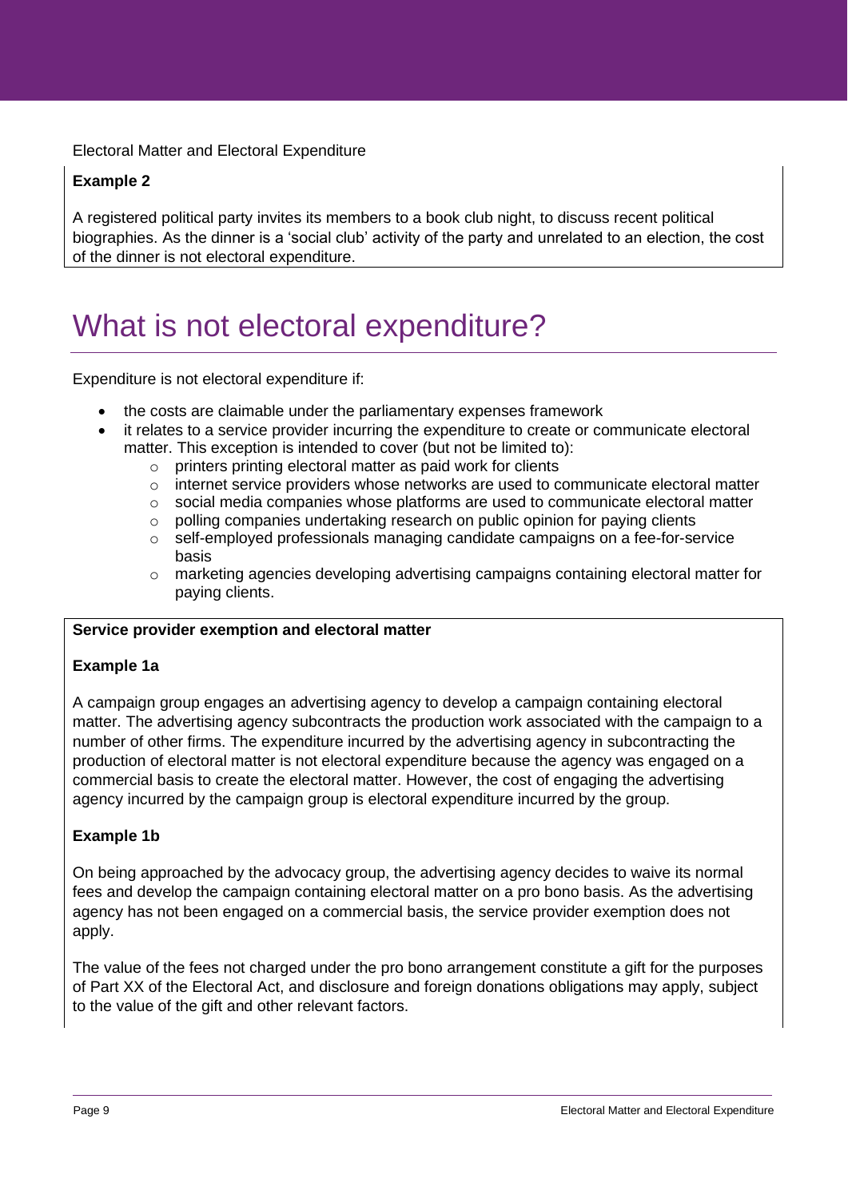**Example 2**

A registered political party invites its members to a book club night, to discuss recent political biographies. As the dinner is a 'social club' activity of the party and unrelated to an election, the cost of the dinner is not electoral expenditure.

# What is not electoral expenditure?

Expenditure is not electoral expenditure if:

- the costs are claimable under the parliamentary expenses framework
- it relates to a service provider incurring the expenditure to create or communicate electoral matter. This exception is intended to cover (but not be limited to):
    - printers printing electoral matter as paid work for clients
    - internet service providers whose networks are used to communicate electoral matter
    - social media companies whose platforms are used to communicate electoral matter
    - polling companies undertaking research on public opinion for paying clients
    - self-employed professionals managing candidate campaigns on a fee-for-service basis
    - marketing agencies developing advertising campaigns containing electoral matter for paying clients.

**Service provider exemption and electoral matter**

**Example 1a**

A campaign group engages an advertising agency to develop a campaign containing electoral matter. The advertising agency subcontracts the production work associated with the campaign to a number of other firms. The expenditure incurred by the advertising agency in subcontracting the production of electoral matter is not electoral expenditure because the agency was engaged on a commercial basis to create the electoral matter. However, the cost of engaging the advertising agency incurred by the campaign group is electoral expenditure incurred by the group.

**Example 1b**

On being approached by the advocacy group, the advertising agency decides to waive its normal fees and develop the campaign containing electoral matter on a pro bono basis. As the advertising agency has not been engaged on a commercial basis, the service provider exemption does not apply.

The value of the fees not charged under the pro bono arrangement constitute a gift for the purposes of Part XX of the Electoral Act, and disclosure and foreign donations obligations may apply, subject to the value of the gift and other relevant factors.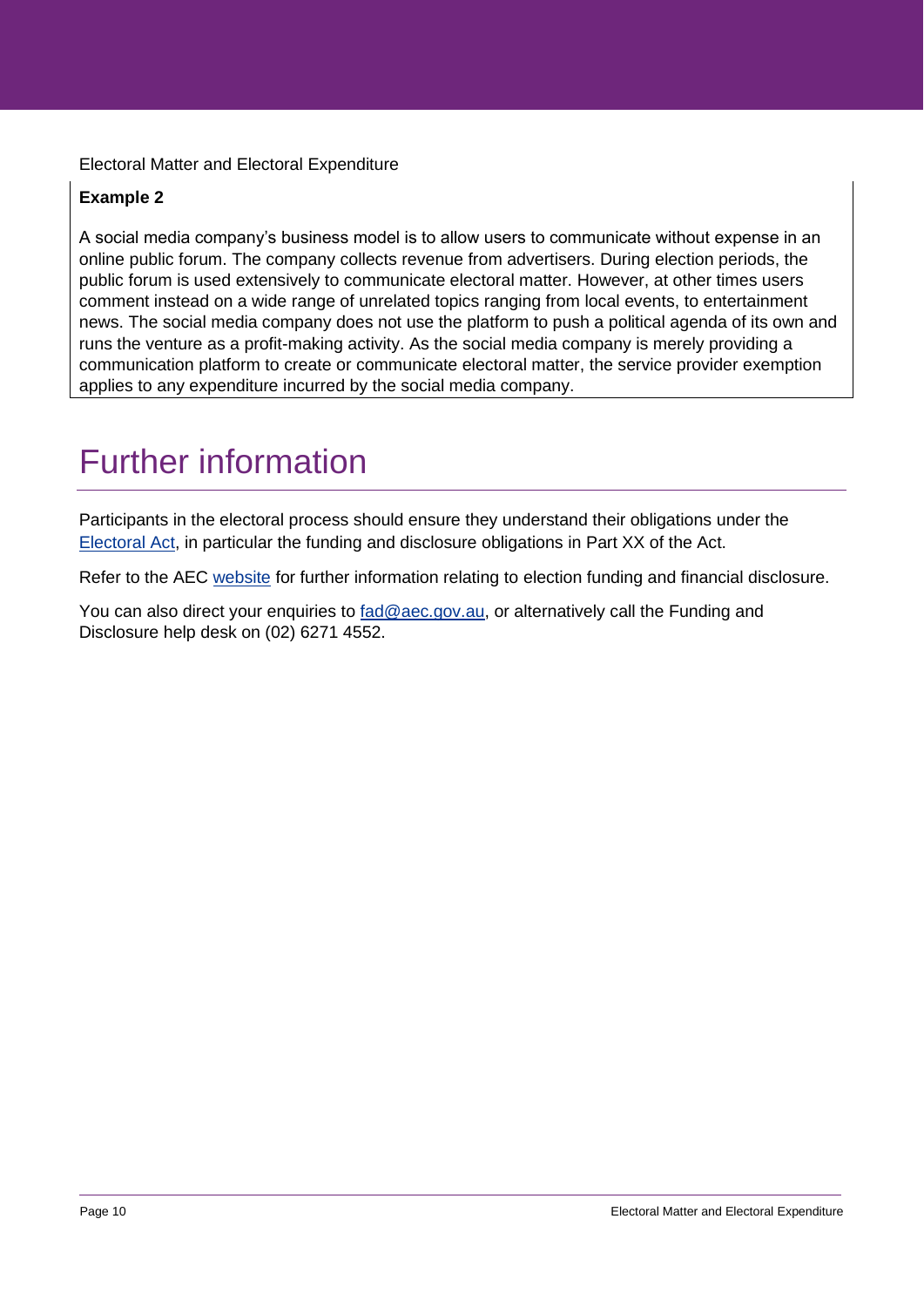**Example 2**

A social media company's business model is to allow users to communicate without expense in an online public forum. The company collects revenue from advertisers. During election periods, the public forum is used extensively to communicate electoral matter. However, at other times users comment instead on a wide range of unrelated topics ranging from local events, to entertainment news. The social media company does not use the platform to push a political agenda of its own and runs the venture as a profit-making activity. As the social media company is merely providing a communication platform to create or communicate electoral matter, the service provider exemption applies to any expenditure incurred by the social media company.

# Further information

Participants in the electoral process should ensure they understand their obligations under the Electoral Act, in particular the funding and disclosure obligations in Part XX of the Act.

Refer to the AEC website for further information relating to election funding and financial disclosure.

You can also direct your enquiries to fad@aec.gov.au, or alternatively call the Funding and Disclosure help desk on (02) 6271 4552.